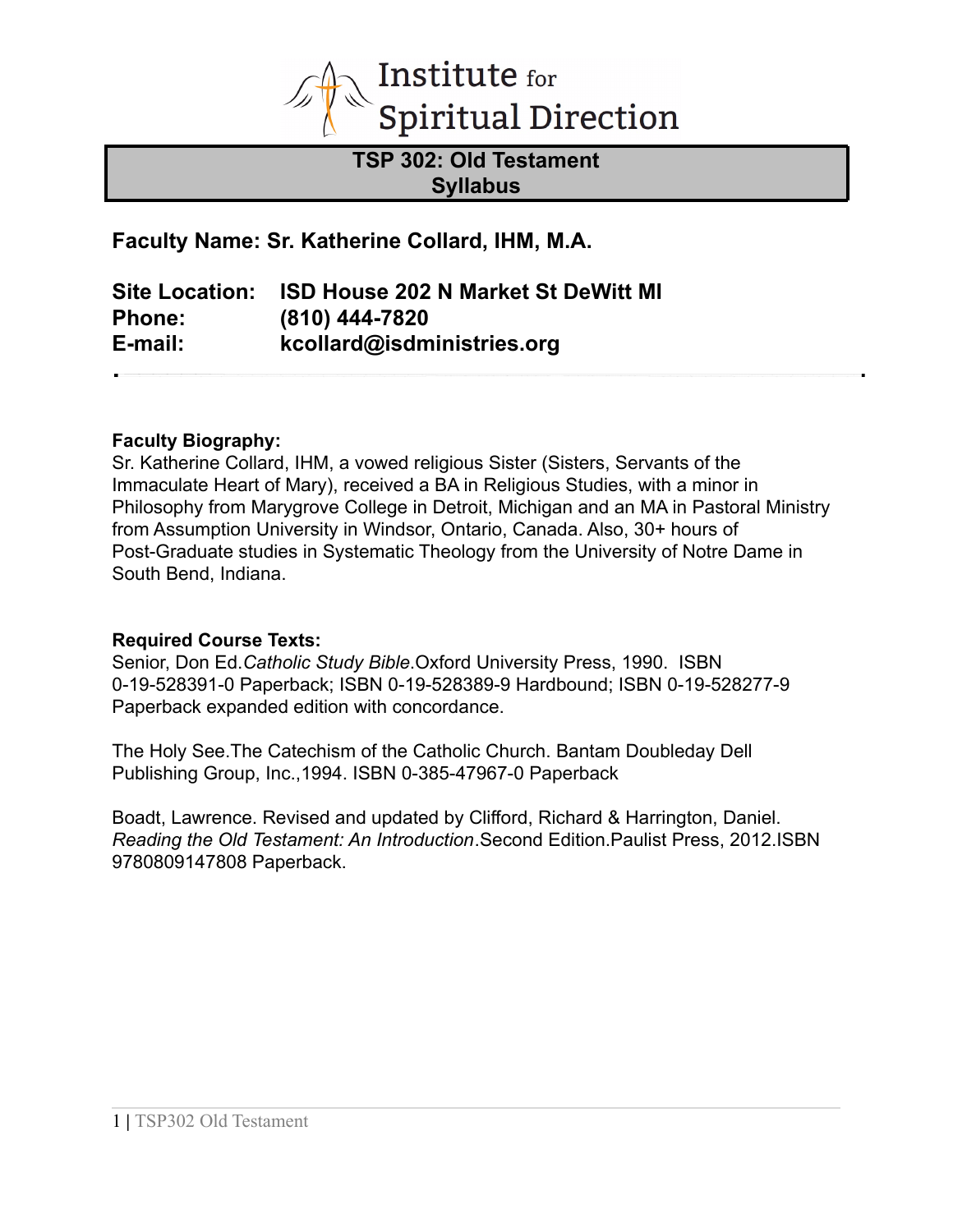Institute for Spiritual Direction

# TSP 302: Old Testament Syllabus

**Faculty Name: Sr. Katherine Collard, IHM, M.A.**

**Site Location:** **ISD House 202 N Market St DeWitt MI**
**Phone:** **(810) 444-7820**
**E-mail:** **kcollard@isdministries.org**

**Faculty Biography:**
Sr. Katherine Collard, IHM, a vowed religious Sister (Sisters, Servants of the Immaculate Heart of Mary), received a BA in Religious Studies, with a minor in Philosophy from Marygrove College in Detroit, Michigan and an MA in Pastoral Ministry from Assumption University in Windsor, Ontario, Canada. Also, 30+ hours of Post-Graduate studies in Systematic Theology from the University of Notre Dame in South Bend, Indiana.

**Required Course Texts:**
Senior, Don Ed.*Catholic Study Bible*.Oxford University Press, 1990. ISBN 0-19-528391-0 Paperback; ISBN 0-19-528389-9 Hardbound; ISBN 0-19-528277-9 Paperback expanded edition with concordance.

The Holy See.The Catechism of the Catholic Church. Bantam Doubleday Dell Publishing Group, Inc.,1994. ISBN 0-385-47967-0 Paperback

Boadt, Lawrence. Revised and updated by Clifford, Richard & Harrington, Daniel. *Reading the Old Testament: An Introduction*.Second Edition.Paulist Press, 2012.ISBN 9780809147808 Paperback.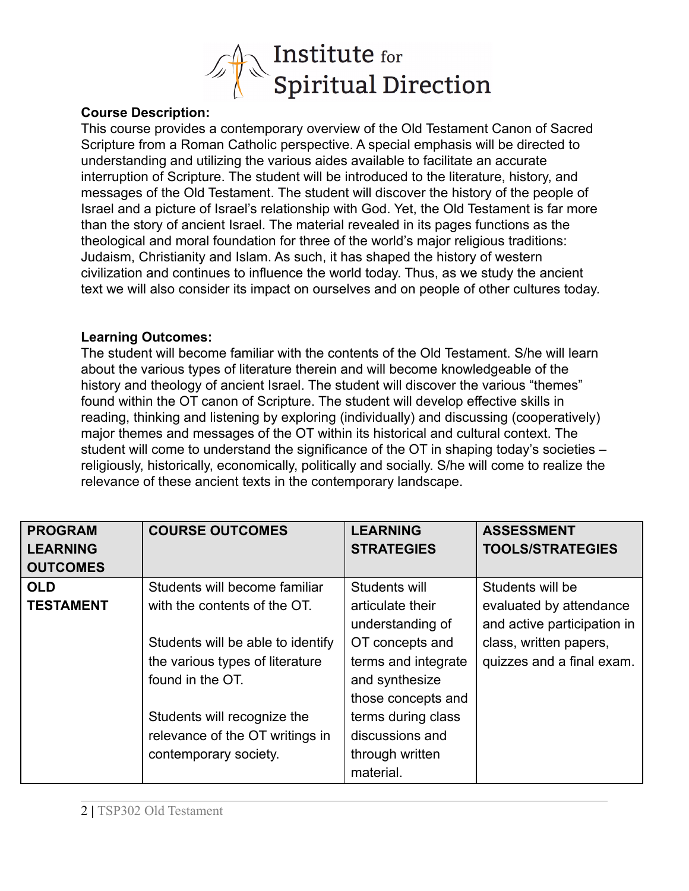**Course Description:**

This course provides a contemporary overview of the Old Testament Canon of Sacred Scripture from a Roman Catholic perspective. A special emphasis will be directed to understanding and utilizing the various aides available to facilitate an accurate interruption of Scripture. The student will be introduced to the literature, history, and messages of the Old Testament. The student will discover the history of the people of Israel and a picture of Israel's relationship with God. Yet, the Old Testament is far more than the story of ancient Israel. The material revealed in its pages functions as the theological and moral foundation for three of the world's major religious traditions: Judaism, Christianity and Islam. As such, it has shaped the history of western civilization and continues to influence the world today. Thus, as we study the ancient text we will also consider its impact on ourselves and on people of other cultures today.

**Learning Outcomes:**

The student will become familiar with the contents of the Old Testament. S/he will learn about the various types of literature therein and will become knowledgeable of the history and theology of ancient Israel. The student will discover the various "themes" found within the OT canon of Scripture. The student will develop effective skills in reading, thinking and listening by exploring (individually) and discussing (cooperatively) major themes and messages of the OT within its historical and cultural context. The student will come to understand the significance of the OT in shaping today's societies – religiously, historically, economically, politically and socially. S/he will come to realize the relevance of these ancient texts in the contemporary landscape.

| PROGRAM LEARNING OUTCOMES | COURSE OUTCOMES | LEARNING STRATEGIES | ASSESSMENT TOOLS/STRATEGIES |
|---|---|---|---|
| **OLD TESTAMENT** | Students will become familiar with the contents of the OT.<br><br>Students will be able to identify the various types of literature found in the OT.<br><br>Students will recognize the relevance of the OT writings in contemporary society. | Students will articulate their understanding of OT concepts and terms and integrate and synthesize those concepts and terms during class discussions and through written material. | Students will be evaluated by attendance and active participation in class, written papers, quizzes and a final exam. |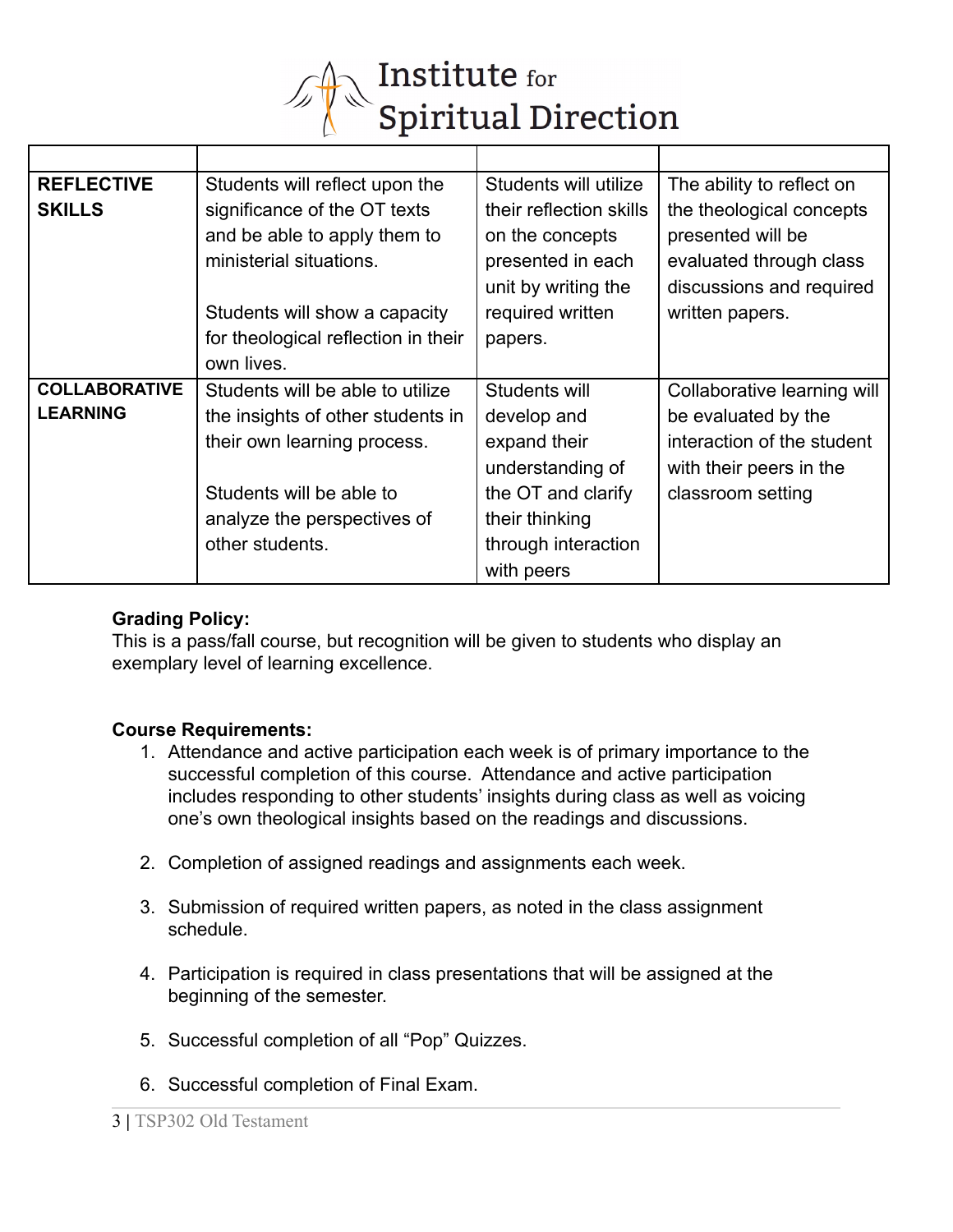| | | | |
|---|---|---|---|
| **REFLECTIVE SKILLS** | Students will reflect upon the significance of the OT texts and be able to apply them to ministerial situations.<br><br>Students will show a capacity for theological reflection in their own lives. | Students will utilize their reflection skills on the concepts presented in each unit by writing the required written papers. | The ability to reflect on the theological concepts presented will be evaluated through class discussions and required written papers. |
| **COLLABORATIVE LEARNING** | Students will be able to utilize the insights of other students in their own learning process.<br><br>Students will be able to analyze the perspectives of other students. | Students will develop and expand their understanding of the OT and clarify their thinking through interaction with peers | Collaborative learning will be evaluated by the interaction of the student with their peers in the classroom setting |

**Grading Policy:**
This is a pass/fall course, but recognition will be given to students who display an exemplary level of learning excellence.

**Course Requirements:**

1. Attendance and active participation each week is of primary importance to the successful completion of this course. Attendance and active participation includes responding to other students' insights during class as well as voicing one's own theological insights based on the readings and discussions.

2. Completion of assigned readings and assignments each week.

3. Submission of required written papers, as noted in the class assignment schedule.

4. Participation is required in class presentations that will be assigned at the beginning of the semester.

5. Successful completion of all "Pop" Quizzes.

6. Successful completion of Final Exam.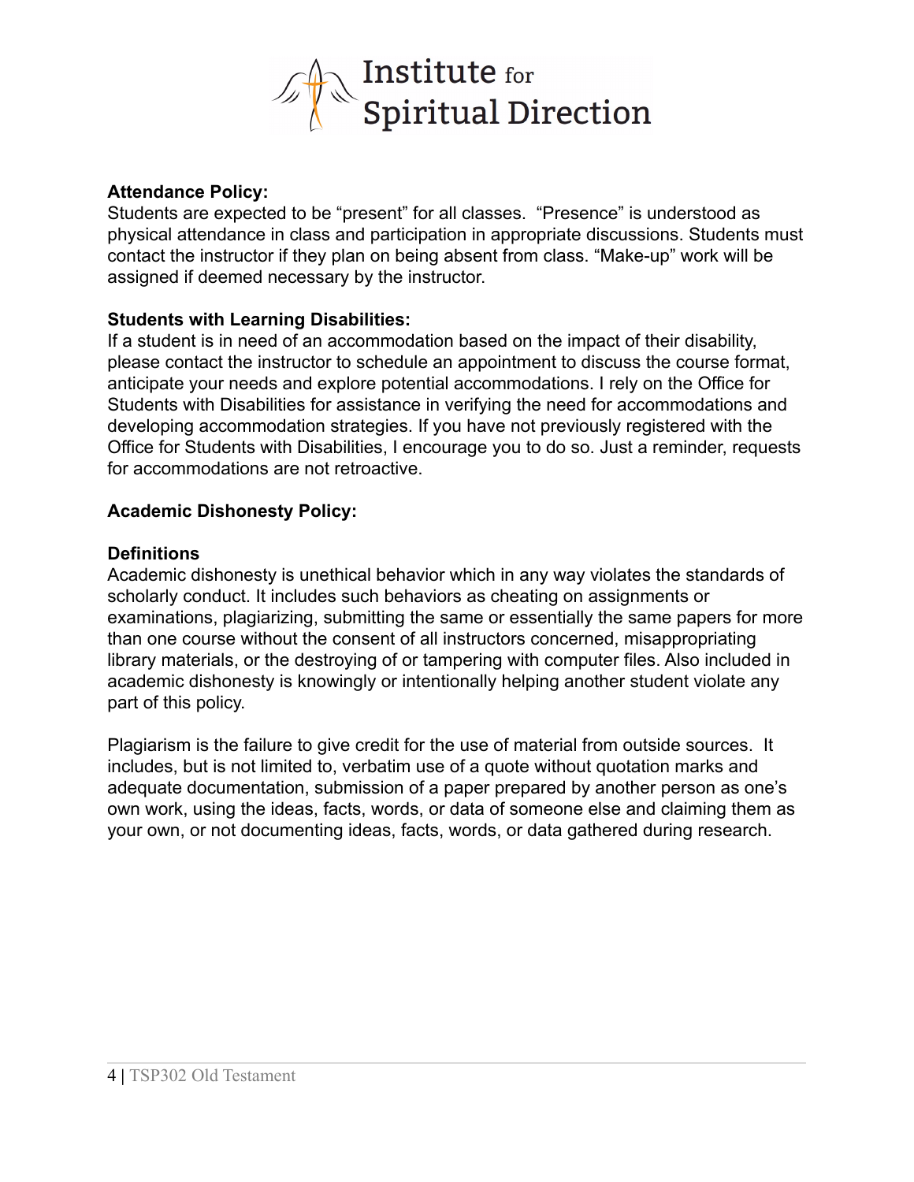**Attendance Policy:**
Students are expected to be "present" for all classes. "Presence" is understood as physical attendance in class and participation in appropriate discussions. Students must contact the instructor if they plan on being absent from class. "Make-up" work will be assigned if deemed necessary by the instructor.

**Students with Learning Disabilities:**
If a student is in need of an accommodation based on the impact of their disability, please contact the instructor to schedule an appointment to discuss the course format, anticipate your needs and explore potential accommodations. I rely on the Office for Students with Disabilities for assistance in verifying the need for accommodations and developing accommodation strategies. If you have not previously registered with the Office for Students with Disabilities, I encourage you to do so. Just a reminder, requests for accommodations are not retroactive.

**Academic Dishonesty Policy:**

**Definitions**
Academic dishonesty is unethical behavior which in any way violates the standards of scholarly conduct. It includes such behaviors as cheating on assignments or examinations, plagiarizing, submitting the same or essentially the same papers for more than one course without the consent of all instructors concerned, misappropriating library materials, or the destroying of or tampering with computer files. Also included in academic dishonesty is knowingly or intentionally helping another student violate any part of this policy.

Plagiarism is the failure to give credit for the use of material from outside sources. It includes, but is not limited to, verbatim use of a quote without quotation marks and adequate documentation, submission of a paper prepared by another person as one's own work, using the ideas, facts, words, or data of someone else and claiming them as your own, or not documenting ideas, facts, words, or data gathered during research.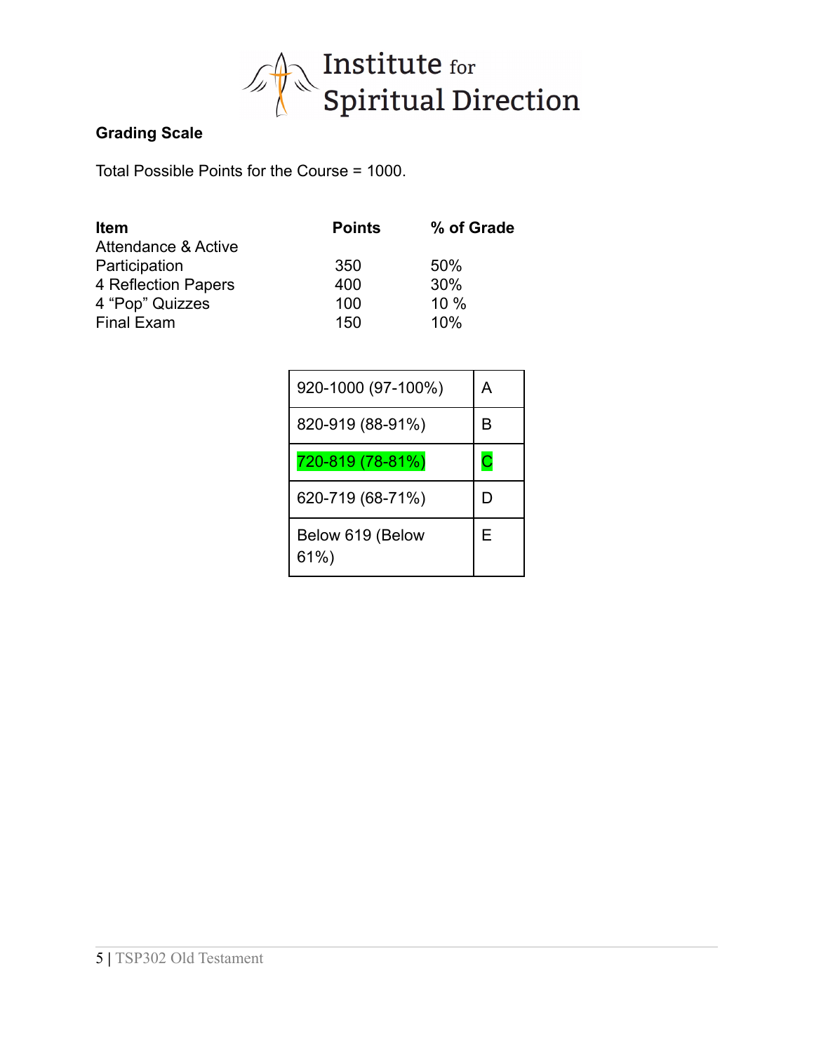**Institute for Spiritual Direction**

**Grading Scale**

Total Possible Points for the Course = 1000.

| **Item** | **Points** | **% of Grade** |
|---|---|---|
| Attendance & Active Participation | 350 | 50% |
| 4 Reflection Papers | 400 | 30% |
| 4 "Pop" Quizzes | 100 | 10 % |
| Final Exam | 150 | 10% |

| | |
|---|---|
| 920-1000 (97-100%) | A |
| 820-919 (88-91%) | B |
| 720-819 (78-81%) | C |
| 620-719 (68-71%) | D |
| Below 619 (Below 61%) | E |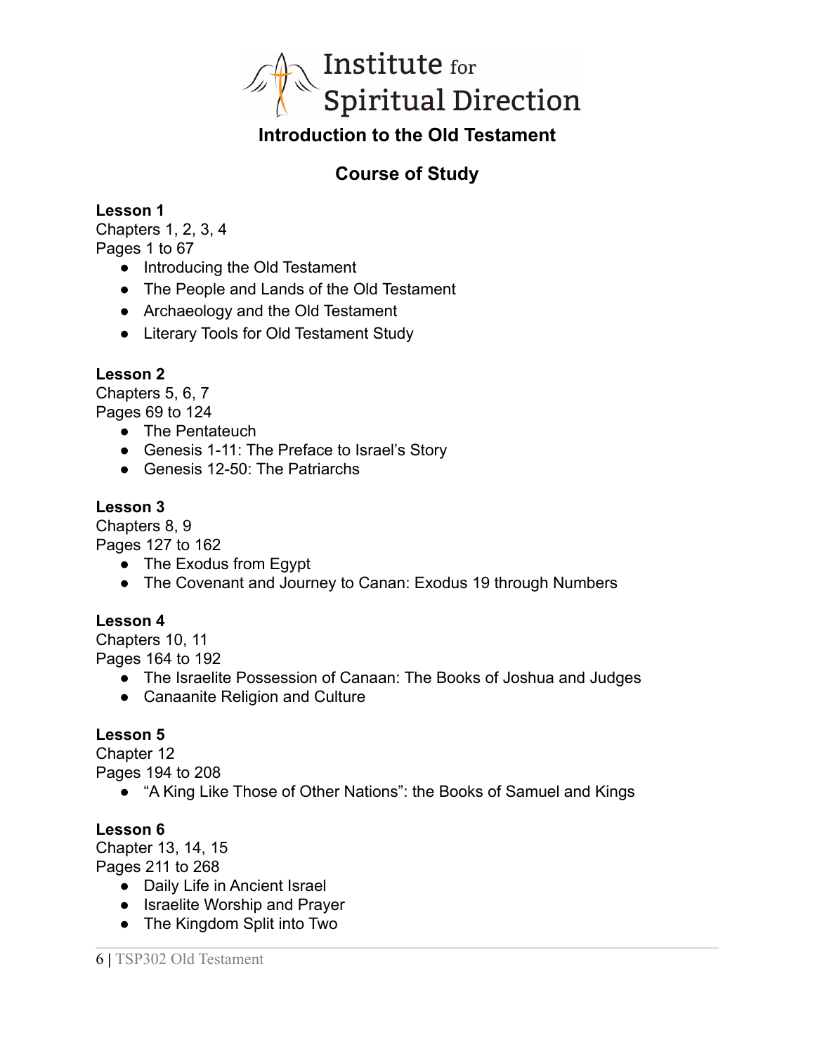Institute for Spiritual Direction

# Introduction to the Old Testament

## Course of Study

**Lesson 1**
Chapters 1, 2, 3, 4
Pages 1 to 67

- Introducing the Old Testament
- The People and Lands of the Old Testament
- Archaeology and the Old Testament
- Literary Tools for Old Testament Study

**Lesson 2**
Chapters 5, 6, 7
Pages 69 to 124

- The Pentateuch
- Genesis 1-11: The Preface to Israel's Story
- Genesis 12-50: The Patriarchs

**Lesson 3**
Chapters 8, 9
Pages 127 to 162

- The Exodus from Egypt
- The Covenant and Journey to Canan: Exodus 19 through Numbers

**Lesson 4**
Chapters 10, 11
Pages 164 to 192

- The Israelite Possession of Canaan: The Books of Joshua and Judges
- Canaanite Religion and Culture

**Lesson 5**
Chapter 12
Pages 194 to 208

- "A King Like Those of Other Nations": the Books of Samuel and Kings

**Lesson 6**
Chapter 13, 14, 15
Pages 211 to 268

- Daily Life in Ancient Israel
- Israelite Worship and Prayer
- The Kingdom Split into Two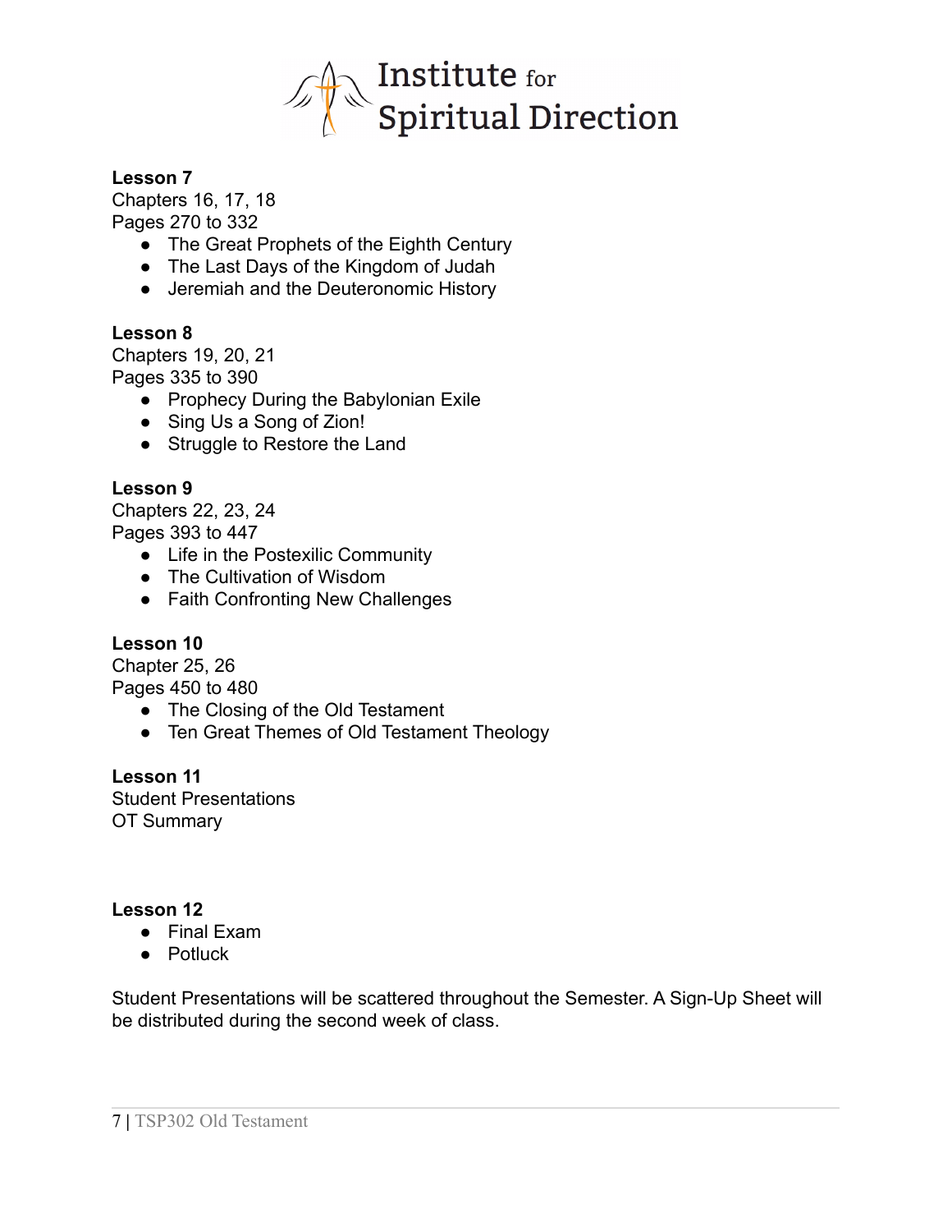**Lesson 7**
Chapters 16, 17, 18
Pages 270 to 332

- The Great Prophets of the Eighth Century
- The Last Days of the Kingdom of Judah
- Jeremiah and the Deuteronomic History

**Lesson 8**
Chapters 19, 20, 21
Pages 335 to 390

- Prophecy During the Babylonian Exile
- Sing Us a Song of Zion!
- Struggle to Restore the Land

**Lesson 9**
Chapters 22, 23, 24
Pages 393 to 447

- Life in the Postexilic Community
- The Cultivation of Wisdom
- Faith Confronting New Challenges

**Lesson 10**
Chapter 25, 26
Pages 450 to 480

- The Closing of the Old Testament
- Ten Great Themes of Old Testament Theology

**Lesson 11**
Student Presentations
OT Summary

**Lesson 12**

- Final Exam
- Potluck

Student Presentations will be scattered throughout the Semester. A Sign-Up Sheet will be distributed during the second week of class.